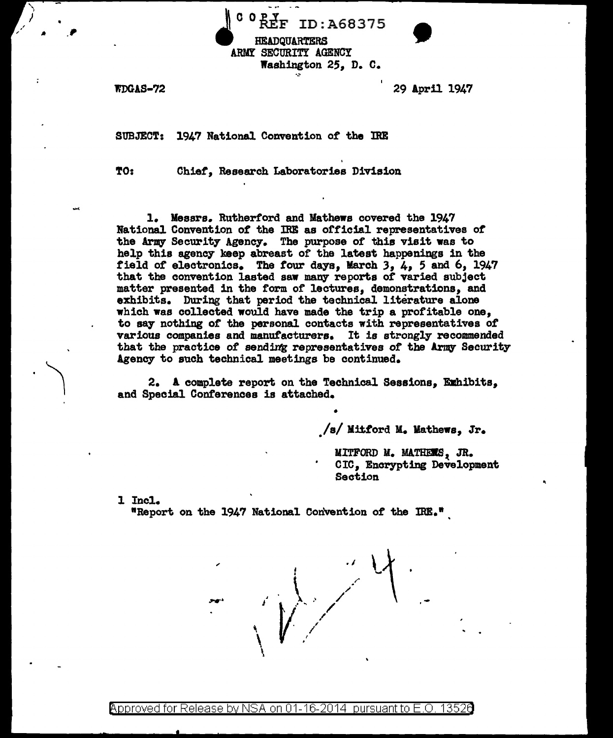COPY REF ID:A68375

HEADQUARTERS
ARMY SECURITY AGENCY
Washington 25, D. C.

WDGAS-72

29 April 1947

SUBJECT: 1947 National Convention of the IRE

TO: Chief, Research Laboratories Division

1. Messrs. Rutherford and Mathews covered the 1947 National Convention of the IRE as official representatives of the Army Security Agency. The purpose of this visit was to help this agency keep abreast of the latest happenings in the field of electronics. The four days, March 3, 4, 5 and 6, 1947 that the convention lasted saw many reports of varied subject matter presented in the form of lectures, demonstrations, and exhibits. During that period the technical literature alone which was collected would have made the trip a profitable one, to say nothing of the personal contacts with representatives of various companies and manufacturers. It is strongly recommended that the practice of sending representatives of the Army Security Agency to such technical meetings be continued.

2. A complete report on the Technical Sessions, Exhibits, and Special Conferences is attached.

/s/ Mitford M. Mathews, Jr.

MITFORD M. MATHEWS, JR.
CIC, Encrypting Development Section

1 Incl.
"Report on the 1947 National Convention of the IRE."

Approved for Release by NSA on 01-16-2014 pursuant to E.O. 13526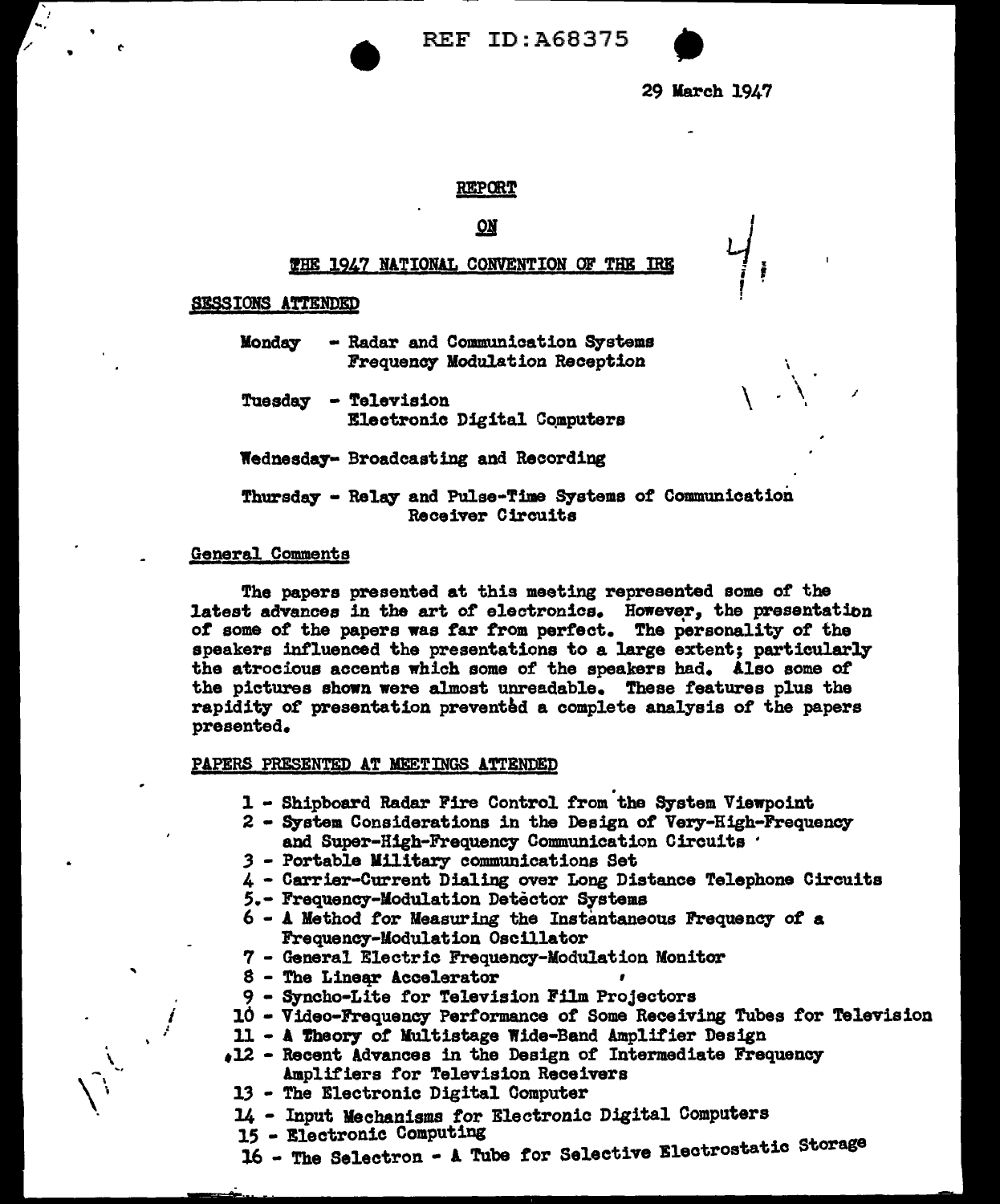REF ID:A68375

29 March 1947

# REPORT

## ON

## THE 1947 NATIONAL CONVENTION OF THE IRE

### SESSIONS ATTENDED

Monday - Radar and Communication Systems
Frequency Modulation Reception

Tuesday - Television
Electronic Digital Computers

Wednesday- Broadcasting and Recording

Thursday - Relay and Pulse-Time Systems of Communication
Receiver Circuits

### General Comments

The papers presented at this meeting represented some of the latest advances in the art of electronics. However, the presentation of some of the papers was far from perfect. The personality of the speakers influenced the presentations to a large extent; particularly the atrocious accents which some of the speakers had. Also some of the pictures shown were almost unreadable. These features plus the rapidity of presentation prevented a complete analysis of the papers presented.

### PAPERS PRESENTED AT MEETINGS ATTENDED

1 - Shipboard Radar Fire Control from the System Viewpoint
2 - System Considerations in the Design of Very-High-Frequency and Super-High-Frequency Communication Circuits
3 - Portable Military communications Set
4 - Carrier-Current Dialing over Long Distance Telephone Circuits
5 - Frequency-Modulation Detector Systems
6 - A Method for Measuring the Instantaneous Frequency of a Frequency-Modulation Oscillator
7 - General Electric Frequency-Modulation Monitor
8 - The Linear Accelerator
9 - Syncho-Lite for Television Film Projectors
10 - Video-Frequency Performance of Some Receiving Tubes for Television
11 - A Theory of Multistage Wide-Band Amplifier Design
12 - Recent Advances in the Design of Intermediate Frequency Amplifiers for Television Receivers
13 - The Electronic Digital Computer
14 - Input Mechanisms for Electronic Digital Computers
15 - Electronic Computing
16 - The Selectron - A Tube for Selective Electrostatic Storage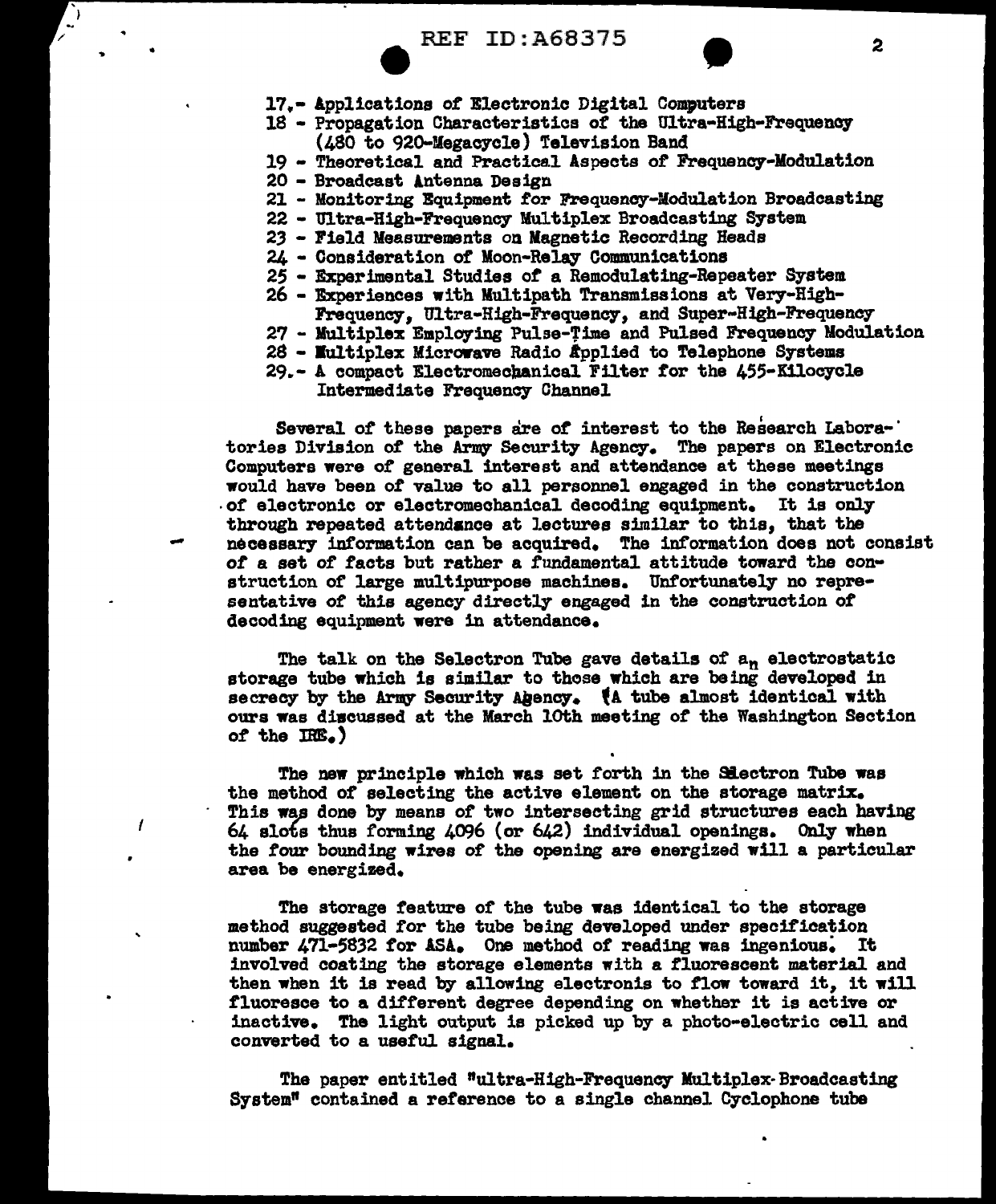17.- Applications of Electronic Digital Computers
18 - Propagation Characteristics of the Ultra-High-Frequency (480 to 920-Megacycle) Television Band
19 - Theoretical and Practical Aspects of Frequency-Modulation
20 - Broadcast Antenna Design
21 - Monitoring Equipment for Frequency-Modulation Broadcasting
22 - Ultra-High-Frequency Multiplex Broadcasting System
23 - Field Measurements on Magnetic Recording Heads
24 - Consideration of Moon-Relay Communications
25 - Experimental Studies of a Remodulating-Repeater System
26 - Experiences with Multipath Transmissions at Very-High-Frequency, Ultra-High-Frequency, and Super-High-Frequency
27 - Multiplex Employing Pulse-Time and Pulsed Frequency Modulation
28 - Multiplex Microwave Radio Applied to Telephone Systems
29.- A compact Electromechanical Filter for the 455-Kilocycle Intermediate Frequency Channel

Several of these papers are of interest to the Research Laboratories Division of the Army Security Agency. The papers on Electronic Computers were of general interest and attendance at these meetings would have been of value to all personnel engaged in the construction of electronic or electromechanical decoding equipment. It is only through repeated attendance at lectures similar to this, that the necessary information can be acquired. The information does not consist of a set of facts but rather a fundamental attitude toward the construction of large multipurpose machines. Unfortunately no representative of this agency directly engaged in the construction of decoding equipment were in attendance.

The talk on the Selectron Tube gave details of $a_n$ electrostatic storage tube which is similar to those which are being developed in secrecy by the Army Security Agency. (A tube almost identical with ours was discussed at the March 10th meeting of the Washington Section of the IRE.)

The new principle which was set forth in the Selectron Tube was the method of selecting the active element on the storage matrix. This was done by means of two intersecting grid structures each having 64 slots thus forming 4096 (or $64^2$) individual openings. Only when the four bounding wires of the opening are energized will a particular area be energized.

The storage feature of the tube was identical to the storage method suggested for the tube being developed under specification number 471-5832 for ASA. One method of reading was ingenious. It involved coating the storage elements with a fluorescent material and then when it is read by allowing electronis to flow toward it, it will fluoresce to a different degree depending on whether it is active or inactive. The light output is picked up by a photo-electric cell and converted to a useful signal.

The paper entitled "ultra-High-Frequency Multiplex-Broadcasting System" contained a reference to a single channel Cyclophone tube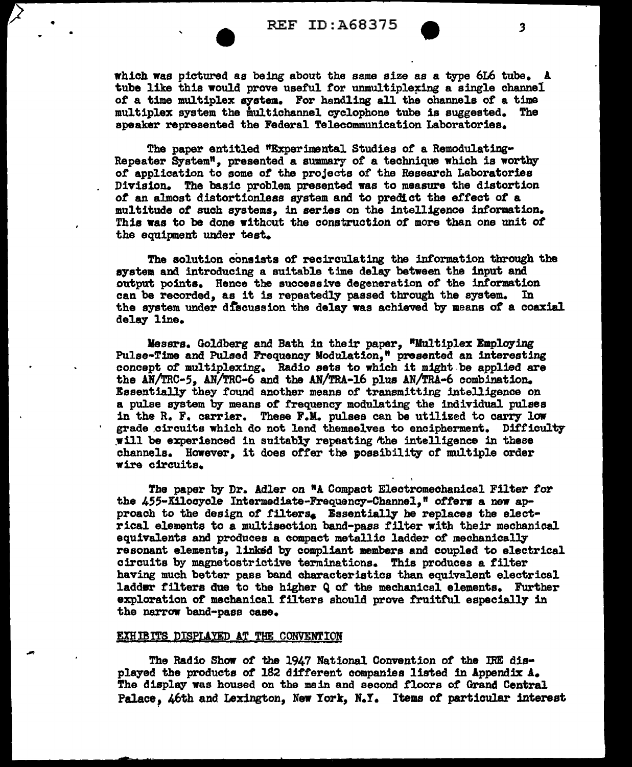which was pictured as being about the same size as a type 6L6 tube. A tube like this would prove useful for unmultiplexing a single channel of a time multiplex system. For handling all the channels of a time multiplex system the multichannel cyclophone tube is suggested. The speaker represented the Federal Telecommunication Laboratories.

The paper entitled "Experimental Studies of a Remodulating-Repeater System", presented a summary of a technique which is worthy of application to some of the projects of the Research Laboratories Division. The basic problem presented was to measure the distortion of an almost distortionless system and to predict the effect of a multitude of such systems, in series on the intelligence information. This was to be done without the construction of more than one unit of the equipment under test.

The solution consists of recirculating the information through the system and introducing a suitable time delay between the input and output points. Hence the successive degeneration of the information can be recorded, as it is repeatedly passed through the system. In the system under discussion the delay was achieved by means of a coaxial delay line.

Messrs. Goldberg and Bath in their paper, "Multiplex Employing Pulse-Time and Pulsed Frequency Modulation," presented an interesting concept of multiplexing. Radio sets to which it might be applied are the AN/TRC-5, AN/TRC-6 and the AN/TRA-16 plus AN/TRA-6 combination. Essentially they found another means of transmitting intelligence on a pulse system by means of frequency modulating the individual pulses in the R. F. carrier. These F.M. pulses can be utilized to carry low grade circuits which do not lend themselves to encipherment. Difficulty will be experienced in suitably repeating the intelligence in these channels. However, it does offer the possibility of multiple order wire circuits.

The paper by Dr. Adler on "A Compact Electromechanical Filter for the 455-Kilocycle Intermediate-Frequency-Channel," offers a new approach to the design of filters. Essentially he replaces the electrical elements to a multisection band-pass filter with their mechanical equivalents and produces a compact metallic ladder of mechanically resonant elements, linked by compliant members and coupled to electrical circuits by magnetostrictive terminations. This produces a filter having much better pass band characteristics than equivalent electrical ladder filters due to the higher Q of the mechanical elements. Further exploration of mechanical filters should prove fruitful especially in the narrow band-pass case.

## EXHIBITS DISPLAYED AT THE CONVENTION

The Radio Show of the 1947 National Convention of the IRE displayed the products of 182 different companies listed in Appendix A. The display was housed on the main and second floors of Grand Central Palace, 46th and Lexington, New York, N.Y. Items of particular interest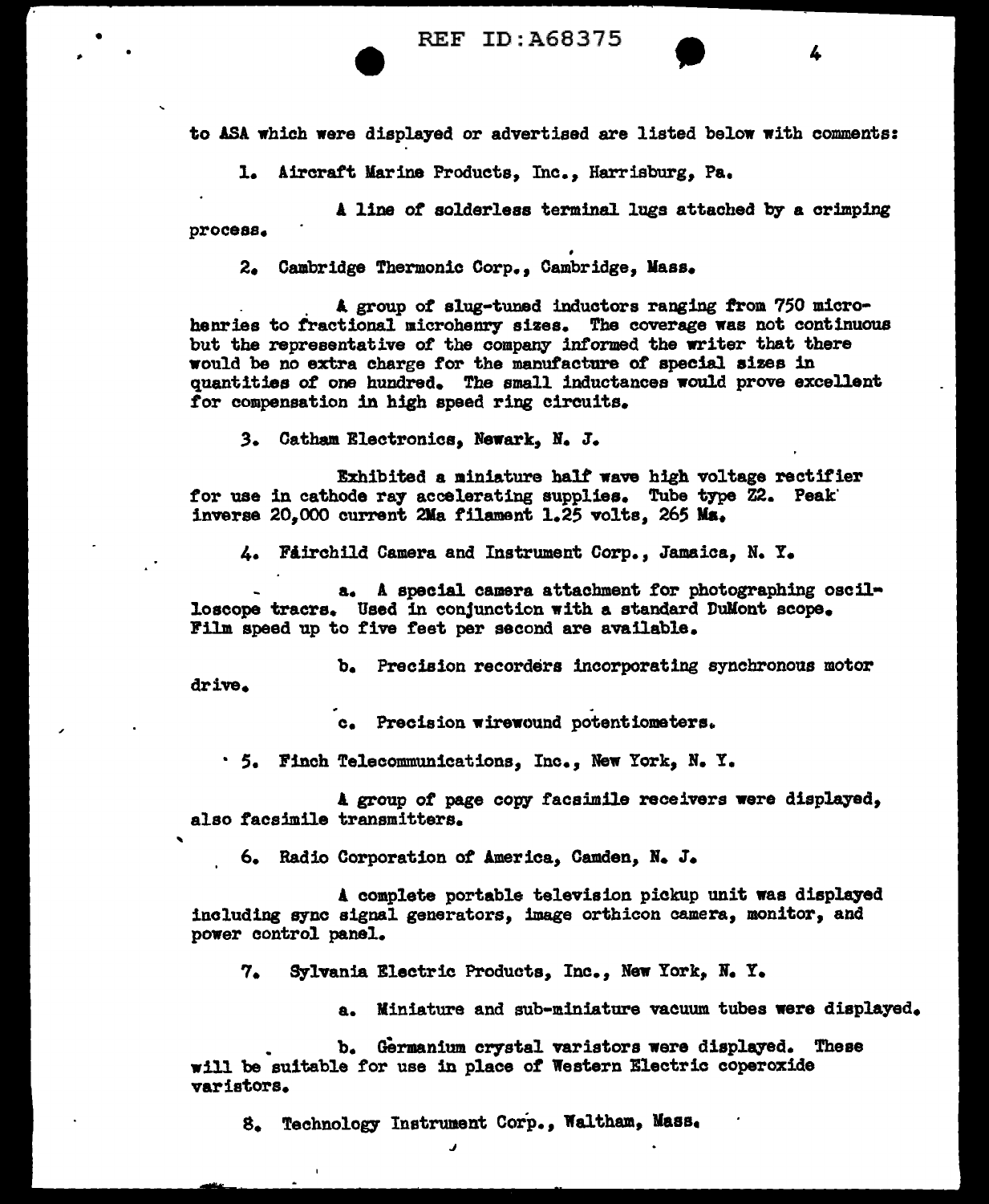to ASA which were displayed or advertised are listed below with comments:

1. Aircraft Marine Products, Inc., Harrisburg, Pa.

   A line of solderless terminal lugs attached by a crimping process.

2. Cambridge Thermonic Corp., Cambridge, Mass.

   A group of slug-tuned inductors ranging from 750 microhenries to fractional microhenry sizes. The coverage was not continuous but the representative of the company informed the writer that there would be no extra charge for the manufacture of special sizes in quantities of one hundred. The small inductances would prove excellent for compensation in high speed ring circuits.

3. Catham Electronics, Newark, N. J.

   Exhibited a miniature half wave high voltage rectifier for use in cathode ray accelerating supplies. Tube type Z2. Peak inverse 20,000 current 2Ma filament 1.25 volts, 265 Ma.

4. Fairchild Camera and Instrument Corp., Jamaica, N. Y.

   a. A special camera attachment for photographing oscilloscope tracrs. Used in conjunction with a standard DuMont scope. Film speed up to five feet per second are available.

   b. Precision recorders incorporating synchronous motor drive.

   c. Precision wirewound potentiometers.

5. Finch Telecommunications, Inc., New York, N. Y.

   A group of page copy facsimile receivers were displayed, also facsimile transmitters.

6. Radio Corporation of America, Camden, N. J.

   A complete portable television pickup unit was displayed including sync signal generators, image orthicon camera, monitor, and power control panel.

7. Sylvania Electric Products, Inc., New York, N. Y.

   a. Miniature and sub-miniature vacuum tubes were displayed.

   b. Germanium crystal varistors were displayed. These will be suitable for use in place of Western Electric coperoxide varistors.

8. Technology Instrument Corp., Waltham, Mass.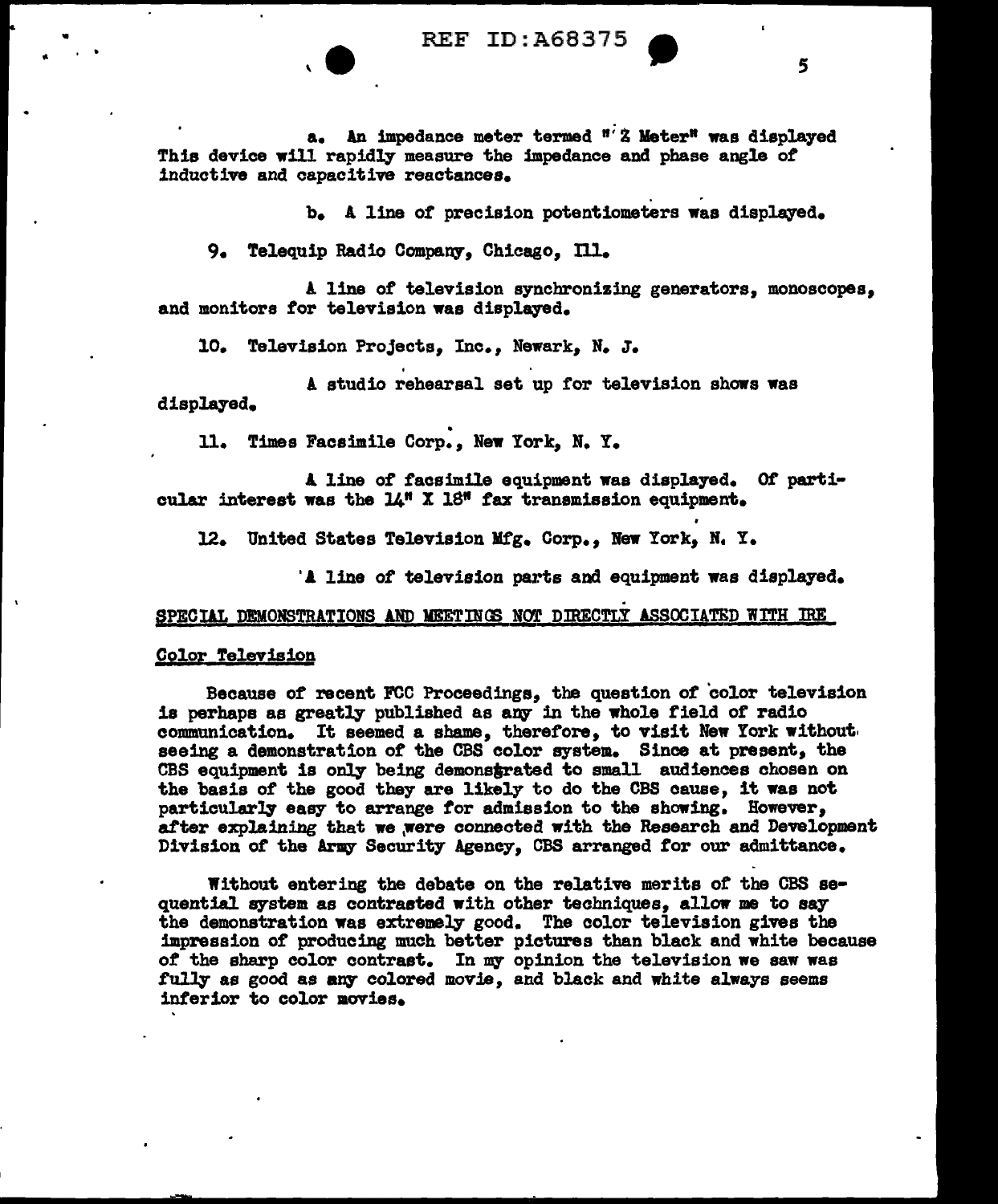a. An impedance meter termed "Z Meter" was displayed This device will rapidly measure the impedance and phase angle of inductive and capacitive reactances.

b. A line of precision potentiometers was displayed.

9. Telequip Radio Company, Chicago, Ill.

A line of television synchronizing generators, monoscopes, and monitors for television was displayed.

10. Television Projects, Inc., Newark, N. J.

A studio rehearsal set up for television shows was displayed.

11. Times Facsimile Corp., New York, N. Y.

A line of facsimile equipment was displayed. Of particular interest was the 14" X 18" fax transmission equipment.

12. United States Television Mfg. Corp., New York, N. Y.

A line of television parts and equipment was displayed.

SPECIAL DEMONSTRATIONS AND MEETINGS NOT DIRECTLY ASSOCIATED WITH IRE

Color Television

Because of recent FCC Proceedings, the question of color television is perhaps as greatly published as any in the whole field of radio communication. It seemed a shame, therefore, to visit New York without seeing a demonstration of the CBS color system. Since at present, the CBS equipment is only being demonstrated to small audiences chosen on the basis of the good they are likely to do the CBS cause, it was not particularly easy to arrange for admission to the showing. However, after explaining that we were connected with the Research and Development Division of the Army Security Agency, CBS arranged for our admittance.

Without entering the debate on the relative merits of the CBS sequential system as contrasted with other techniques, allow me to say the demonstration was extremely good. The color television gives the impression of producing much better pictures than black and white because of the sharp color contrast. In my opinion the television we saw was fully as good as any colored movie, and black and white always seems inferior to color movies.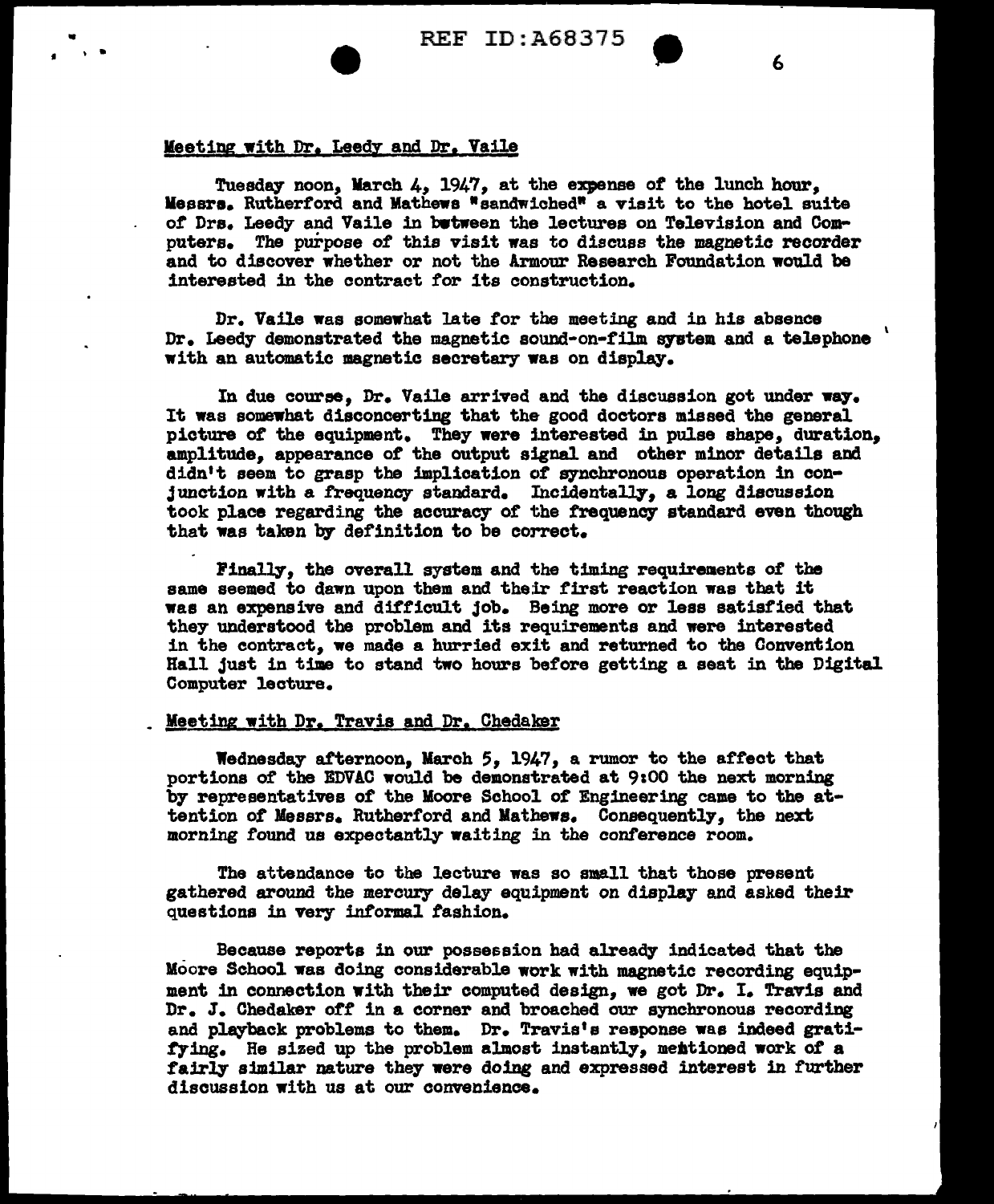## Meeting with Dr. Leedy and Dr. Vaile

Tuesday noon, March 4, 1947, at the expense of the lunch hour, Messrs. Rutherford and Mathews "sandwiched" a visit to the hotel suite of Drs. Leedy and Vaile in between the lectures on Television and Computers. The purpose of this visit was to discuss the magnetic recorder and to discover whether or not the Armour Research Foundation would be interested in the contract for its construction.

Dr. Vaile was somewhat late for the meeting and in his absence Dr. Leedy demonstrated the magnetic sound-on-film system and a telephone with an automatic magnetic secretary was on display.

In due course, Dr. Vaile arrived and the discussion got under way. It was somewhat disconcerting that the good doctors missed the general picture of the equipment. They were interested in pulse shape, duration, amplitude, appearance of the output signal and other minor details and didn't seem to grasp the implication of synchronous operation in conjunction with a frequency standard. Incidentally, a long discussion took place regarding the accuracy of the frequency standard even though that was taken by definition to be correct.

Finally, the overall system and the timing requirements of the same seemed to dawn upon them and their first reaction was that it was an expensive and difficult job. Being more or less satisfied that they understood the problem and its requirements and were interested in the contract, we made a hurried exit and returned to the Convention Hall just in time to stand two hours before getting a seat in the Digital Computer lecture.

## Meeting with Dr. Travis and Dr. Chedaker

Wednesday afternoon, March 5, 1947, a rumor to the affect that portions of the EDVAC would be demonstrated at 9:00 the next morning by representatives of the Moore School of Engineering came to the attention of Messrs. Rutherford and Mathews. Consequently, the next morning found us expectantly waiting in the conference room.

The attendance to the lecture was so small that those present gathered around the mercury delay equipment on display and asked their questions in very informal fashion.

Because reports in our possession had already indicated that the Moore School was doing considerable work with magnetic recording equipment in connection with their computed design, we got Dr. I. Travis and Dr. J. Chedaker off in a corner and broached our synchronous recording and playback problems to them. Dr. Travis's response was indeed gratifying. He sized up the problem almost instantly, mentioned work of a fairly similar nature they were doing and expressed interest in further discussion with us at our convenience.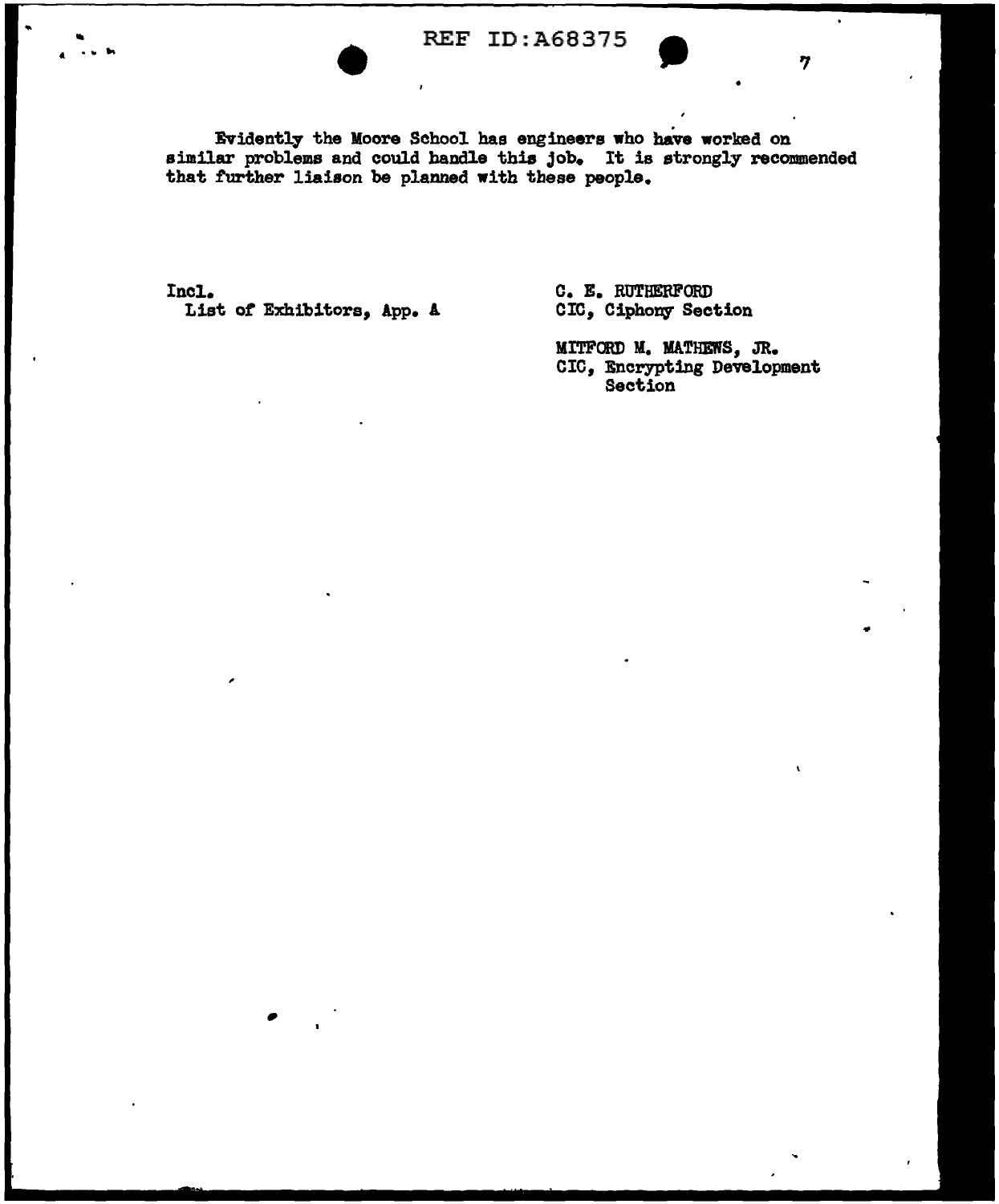Evidently the Moore School has engineers who have worked on similar problems and could handle this job. It is strongly recommended that further liaison be planned with these people.

Incl.
List of Exhibitors, App. A

C. E. RUTHERFORD
CIC, Ciphony Section

MITFORD M. MATHEWS, JR.
CIC, Encrypting Development Section